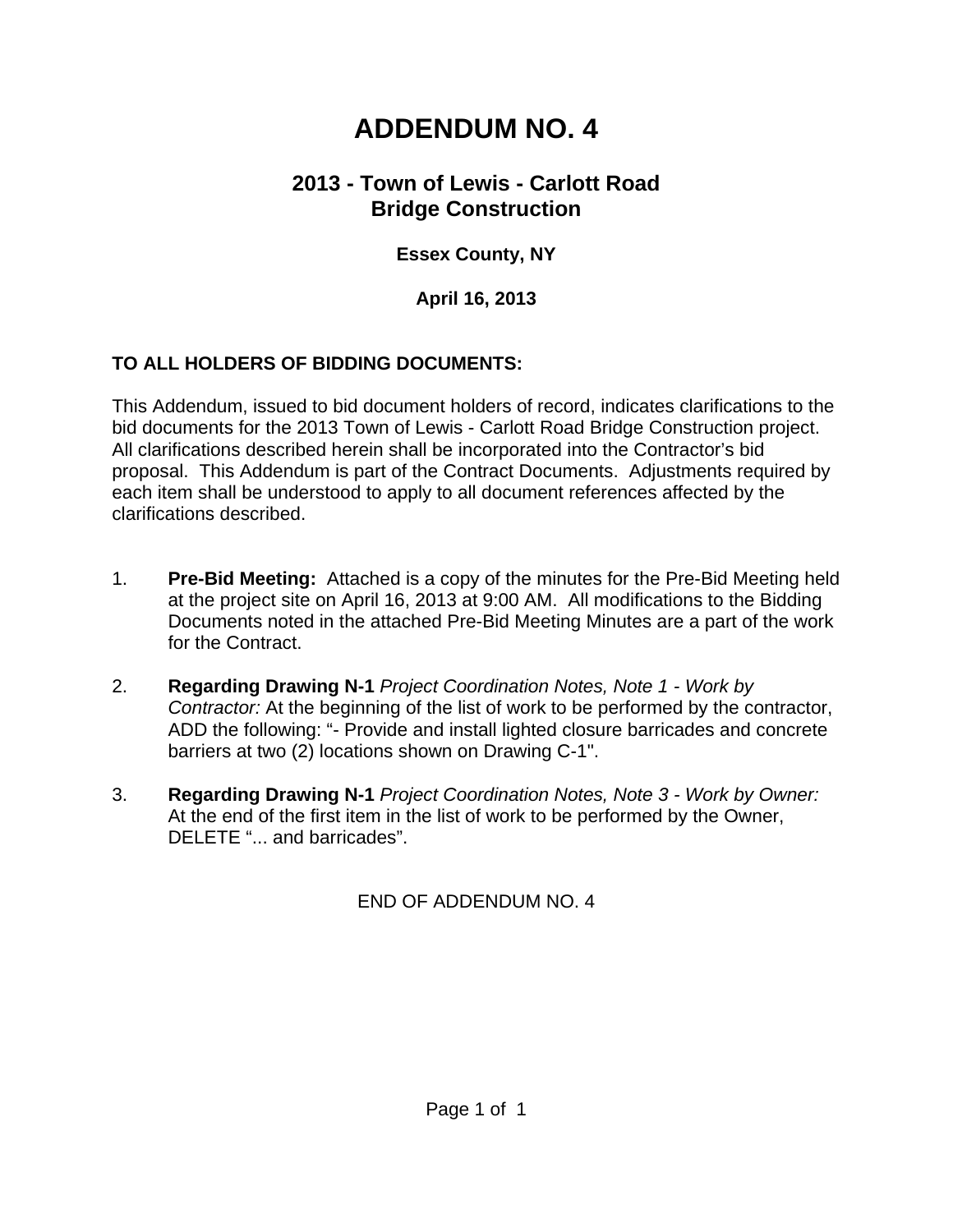# ADDENDUM NO. 4

## 2013 - Town of Lewis - Carlott Road Bridge Construction

### Essex County, NY

### April 16, 2013

**TO ALL HOLDERS OF BIDDING DOCUMENTS:**

This Addendum, issued to bid document holders of record, indicates clarifications to the bid documents for the 2013 Town of Lewis - Carlott Road Bridge Construction project. All clarifications described herein shall be incorporated into the Contractor's bid proposal. This Addendum is part of the Contract Documents. Adjustments required by each item shall be understood to apply to all document references affected by the clarifications described.

1. **Pre-Bid Meeting:** Attached is a copy of the minutes for the Pre-Bid Meeting held at the project site on April 16, 2013 at 9:00 AM. All modifications to the Bidding Documents noted in the attached Pre-Bid Meeting Minutes are a part of the work for the Contract.

2. **Regarding Drawing N-1** *Project Coordination Notes, Note 1 - Work by Contractor:* At the beginning of the list of work to be performed by the contractor, ADD the following: "- Provide and install lighted closure barricades and concrete barriers at two (2) locations shown on Drawing C-1".

3. **Regarding Drawing N-1** *Project Coordination Notes, Note 3 - Work by Owner:* At the end of the first item in the list of work to be performed by the Owner, DELETE "... and barricades".

END OF ADDENDUM NO. 4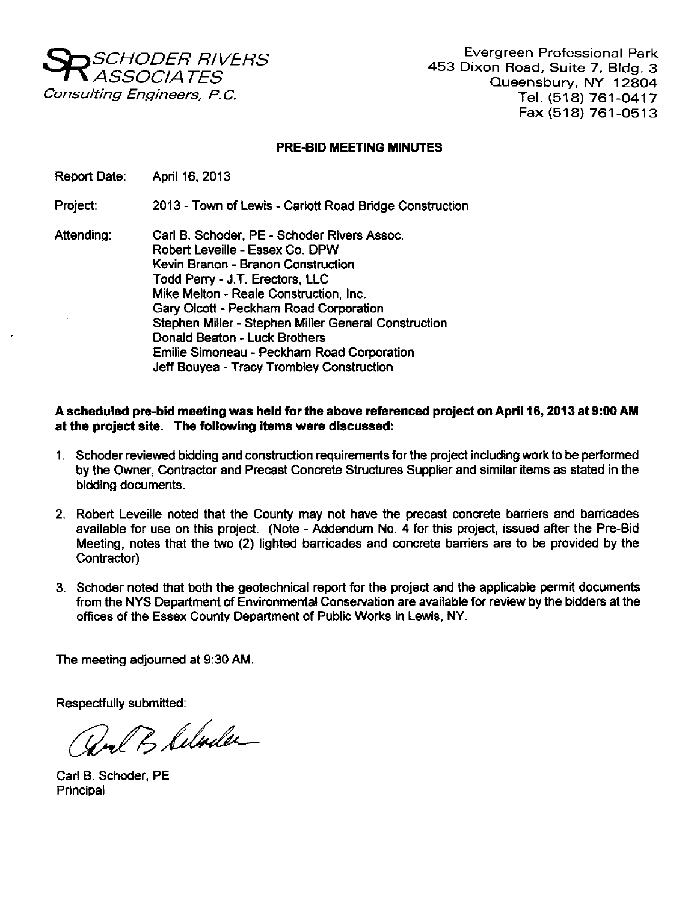**SCHODER RIVERS ASSOCIATES**
*Consulting Engineers, P.C.*

Evergreen Professional Park
453 Dixon Road, Suite 7, Bldg. 3
Queensbury, NY 12804
Tel. (518) 761-0417
Fax (518) 761-0513

## PRE-BID MEETING MINUTES

Report Date: April 16, 2013

Project: 2013 - Town of Lewis - Carlott Road Bridge Construction

Attending:
Carl B. Schoder, PE - Schoder Rivers Assoc.
Robert Leveille - Essex Co. DPW
Kevin Branon - Branon Construction
Todd Perry - J.T. Erectors, LLC
Mike Melton - Reale Construction, Inc.
Gary Olcott - Peckham Road Corporation
Stephen Miller - Stephen Miller General Construction
Donald Beaton - Luck Brothers
Emilie Simoneau - Peckham Road Corporation
Jeff Bouyea - Tracy Trombley Construction

**A scheduled pre-bid meeting was held for the above referenced project on April 16, 2013 at 9:00 AM at the project site. The following items were discussed:**

1. Schoder reviewed bidding and construction requirements for the project including work to be performed by the Owner, Contractor and Precast Concrete Structures Supplier and similar items as stated in the bidding documents.

2. Robert Leveille noted that the County may not have the precast concrete barriers and barricades available for use on this project. (Note - Addendum No. 4 for this project, issued after the Pre-Bid Meeting, notes that the two (2) lighted barricades and concrete barriers are to be provided by the Contractor).

3. Schoder noted that both the geotechnical report for the project and the applicable permit documents from the NYS Department of Environmental Conservation are available for review by the bidders at the offices of the Essex County Department of Public Works in Lewis, NY.

The meeting adjourned at 9:30 AM.

Respectfully submitted:

Carl B. Schoder, PE
Principal